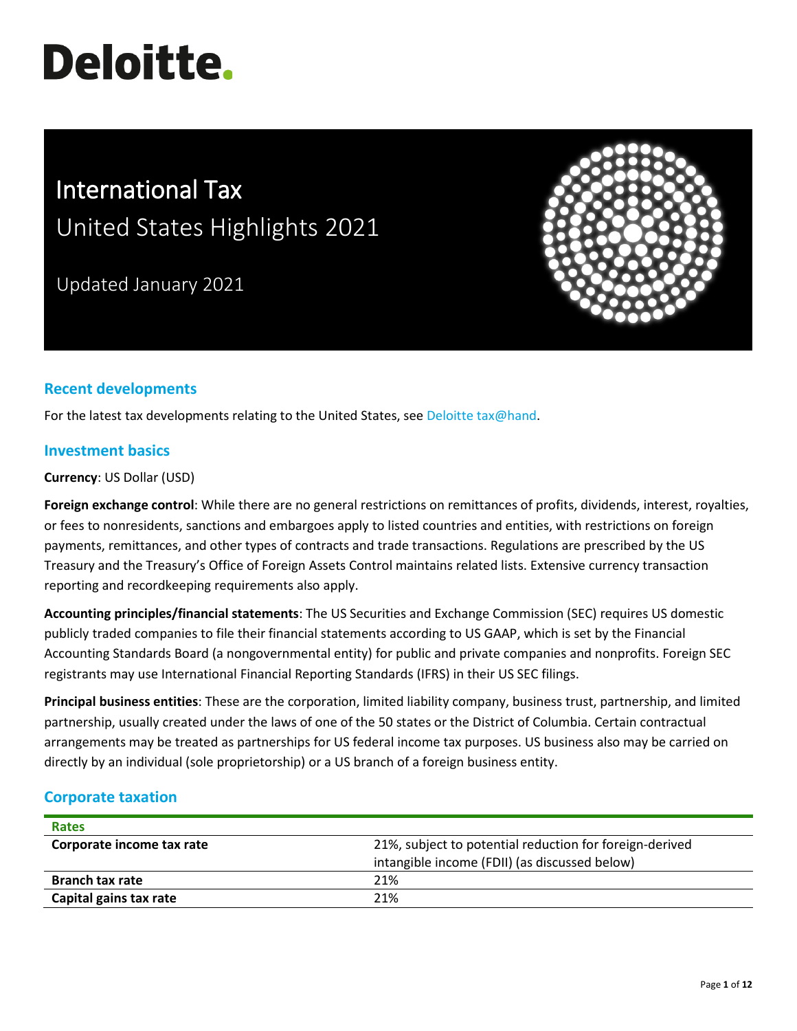Deloitte.

# International Tax

## United States Highlights 2021

Updated January 2021

## Recent developments

For the latest tax developments relating to the United States, see Deloitte tax@hand.

## Investment basics

**Currency**: US Dollar (USD)

**Foreign exchange control**: While there are no general restrictions on remittances of profits, dividends, interest, royalties, or fees to nonresidents, sanctions and embargoes apply to listed countries and entities, with restrictions on foreign payments, remittances, and other types of contracts and trade transactions. Regulations are prescribed by the US Treasury and the Treasury's Office of Foreign Assets Control maintains related lists. Extensive currency transaction reporting and recordkeeping requirements also apply.

**Accounting principles/financial statements**: The US Securities and Exchange Commission (SEC) requires US domestic publicly traded companies to file their financial statements according to US GAAP, which is set by the Financial Accounting Standards Board (a nongovernmental entity) for public and private companies and nonprofits. Foreign SEC registrants may use International Financial Reporting Standards (IFRS) in their US SEC filings.

**Principal business entities**: These are the corporation, limited liability company, business trust, partnership, and limited partnership, usually created under the laws of one of the 50 states or the District of Columbia. Certain contractual arrangements may be treated as partnerships for US federal income tax purposes. US business also may be carried on directly by an individual (sole proprietorship) or a US branch of a foreign business entity.

## Corporate taxation

| Rates | |
|---|---|
| **Corporate income tax rate** | 21%, subject to potential reduction for foreign-derived intangible income (FDII) (as discussed below) |
| **Branch tax rate** | 21% |
| **Capital gains tax rate** | 21% |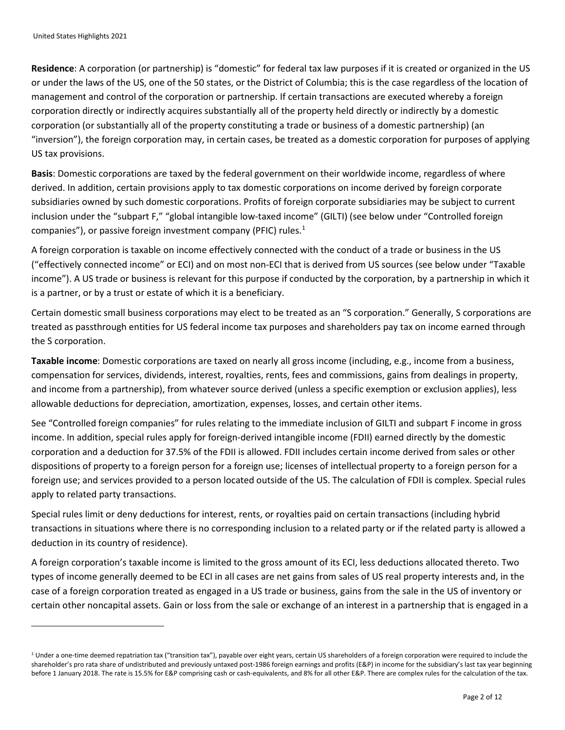**Residence**: A corporation (or partnership) is "domestic" for federal tax law purposes if it is created or organized in the US or under the laws of the US, one of the 50 states, or the District of Columbia; this is the case regardless of the location of management and control of the corporation or partnership. If certain transactions are executed whereby a foreign corporation directly or indirectly acquires substantially all of the property held directly or indirectly by a domestic corporation (or substantially all of the property constituting a trade or business of a domestic partnership) (an "inversion"), the foreign corporation may, in certain cases, be treated as a domestic corporation for purposes of applying US tax provisions.

**Basis**: Domestic corporations are taxed by the federal government on their worldwide income, regardless of where derived. In addition, certain provisions apply to tax domestic corporations on income derived by foreign corporate subsidiaries owned by such domestic corporations. Profits of foreign corporate subsidiaries may be subject to current inclusion under the "subpart F," "global intangible low-taxed income" (GILTI) (see below under "Controlled foreign companies"), or passive foreign investment company (PFIC) rules.[1]

A foreign corporation is taxable on income effectively connected with the conduct of a trade or business in the US ("effectively connected income" or ECI) and on most non-ECI that is derived from US sources (see below under "Taxable income"). A US trade or business is relevant for this purpose if conducted by the corporation, by a partnership in which it is a partner, or by a trust or estate of which it is a beneficiary.

Certain domestic small business corporations may elect to be treated as an "S corporation." Generally, S corporations are treated as passthrough entities for US federal income tax purposes and shareholders pay tax on income earned through the S corporation.

**Taxable income**: Domestic corporations are taxed on nearly all gross income (including, e.g., income from a business, compensation for services, dividends, interest, royalties, rents, fees and commissions, gains from dealings in property, and income from a partnership), from whatever source derived (unless a specific exemption or exclusion applies), less allowable deductions for depreciation, amortization, expenses, losses, and certain other items.

See "Controlled foreign companies" for rules relating to the immediate inclusion of GILTI and subpart F income in gross income. In addition, special rules apply for foreign-derived intangible income (FDII) earned directly by the domestic corporation and a deduction for 37.5% of the FDII is allowed. FDII includes certain income derived from sales or other dispositions of property to a foreign person for a foreign use; licenses of intellectual property to a foreign person for a foreign use; and services provided to a person located outside of the US. The calculation of FDII is complex. Special rules apply to related party transactions.

Special rules limit or deny deductions for interest, rents, or royalties paid on certain transactions (including hybrid transactions in situations where there is no corresponding inclusion to a related party or if the related party is allowed a deduction in its country of residence).

A foreign corporation's taxable income is limited to the gross amount of its ECI, less deductions allocated thereto. Two types of income generally deemed to be ECI in all cases are net gains from sales of US real property interests and, in the case of a foreign corporation treated as engaged in a US trade or business, gains from the sale in the US of inventory or certain other noncapital assets. Gain or loss from the sale or exchange of an interest in a partnership that is engaged in a

---

[1] Under a one-time deemed repatriation tax ("transition tax"), payable over eight years, certain US shareholders of a foreign corporation were required to include the shareholder's pro rata share of undistributed and previously untaxed post-1986 foreign earnings and profits (E&P) in income for the subsidiary's last tax year beginning before 1 January 2018. The rate is 15.5% for E&P comprising cash or cash-equivalents, and 8% for all other E&P. There are complex rules for the calculation of the tax.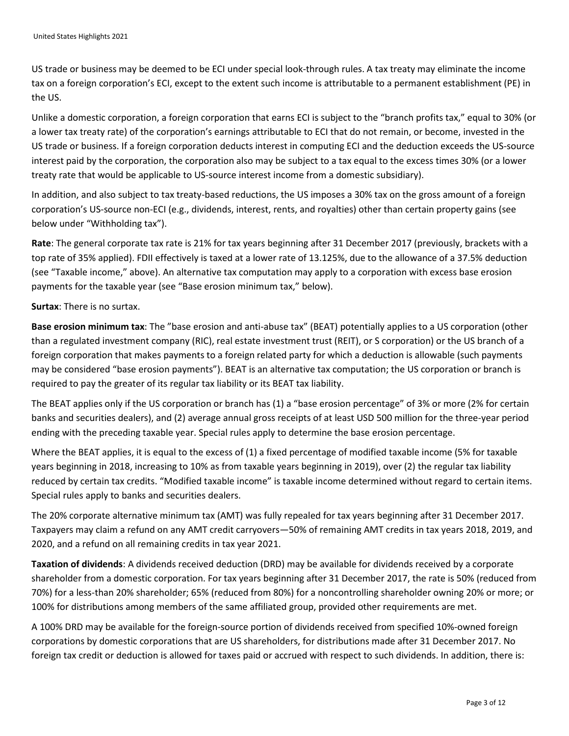US trade or business may be deemed to be ECI under special look-through rules. A tax treaty may eliminate the income tax on a foreign corporation's ECI, except to the extent such income is attributable to a permanent establishment (PE) in the US.

Unlike a domestic corporation, a foreign corporation that earns ECI is subject to the "branch profits tax," equal to 30% (or a lower tax treaty rate) of the corporation's earnings attributable to ECI that do not remain, or become, invested in the US trade or business. If a foreign corporation deducts interest in computing ECI and the deduction exceeds the US-source interest paid by the corporation, the corporation also may be subject to a tax equal to the excess times 30% (or a lower treaty rate that would be applicable to US-source interest income from a domestic subsidiary).

In addition, and also subject to tax treaty-based reductions, the US imposes a 30% tax on the gross amount of a foreign corporation's US-source non-ECI (e.g., dividends, interest, rents, and royalties) other than certain property gains (see below under "Withholding tax").

**Rate**: The general corporate tax rate is 21% for tax years beginning after 31 December 2017 (previously, brackets with a top rate of 35% applied). FDII effectively is taxed at a lower rate of 13.125%, due to the allowance of a 37.5% deduction (see "Taxable income," above). An alternative tax computation may apply to a corporation with excess base erosion payments for the taxable year (see "Base erosion minimum tax," below).

**Surtax**: There is no surtax.

**Base erosion minimum tax**: The "base erosion and anti-abuse tax" (BEAT) potentially applies to a US corporation (other than a regulated investment company (RIC), real estate investment trust (REIT), or S corporation) or the US branch of a foreign corporation that makes payments to a foreign related party for which a deduction is allowable (such payments may be considered "base erosion payments"). BEAT is an alternative tax computation; the US corporation or branch is required to pay the greater of its regular tax liability or its BEAT tax liability.

The BEAT applies only if the US corporation or branch has (1) a "base erosion percentage" of 3% or more (2% for certain banks and securities dealers), and (2) average annual gross receipts of at least USD 500 million for the three-year period ending with the preceding taxable year. Special rules apply to determine the base erosion percentage.

Where the BEAT applies, it is equal to the excess of (1) a fixed percentage of modified taxable income (5% for taxable years beginning in 2018, increasing to 10% as from taxable years beginning in 2019), over (2) the regular tax liability reduced by certain tax credits. "Modified taxable income" is taxable income determined without regard to certain items. Special rules apply to banks and securities dealers.

The 20% corporate alternative minimum tax (AMT) was fully repealed for tax years beginning after 31 December 2017. Taxpayers may claim a refund on any AMT credit carryovers—50% of remaining AMT credits in tax years 2018, 2019, and 2020, and a refund on all remaining credits in tax year 2021.

**Taxation of dividends**: A dividends received deduction (DRD) may be available for dividends received by a corporate shareholder from a domestic corporation. For tax years beginning after 31 December 2017, the rate is 50% (reduced from 70%) for a less-than 20% shareholder; 65% (reduced from 80%) for a noncontrolling shareholder owning 20% or more; or 100% for distributions among members of the same affiliated group, provided other requirements are met.

A 100% DRD may be available for the foreign-source portion of dividends received from specified 10%-owned foreign corporations by domestic corporations that are US shareholders, for distributions made after 31 December 2017. No foreign tax credit or deduction is allowed for taxes paid or accrued with respect to such dividends. In addition, there is: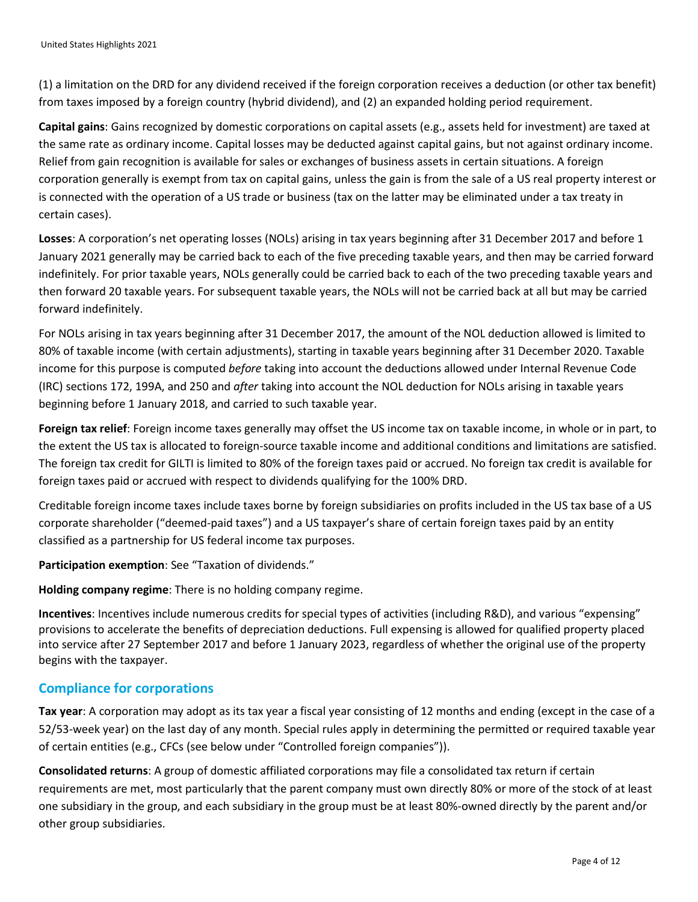(1) a limitation on the DRD for any dividend received if the foreign corporation receives a deduction (or other tax benefit) from taxes imposed by a foreign country (hybrid dividend), and (2) an expanded holding period requirement.

**Capital gains**: Gains recognized by domestic corporations on capital assets (e.g., assets held for investment) are taxed at the same rate as ordinary income. Capital losses may be deducted against capital gains, but not against ordinary income. Relief from gain recognition is available for sales or exchanges of business assets in certain situations. A foreign corporation generally is exempt from tax on capital gains, unless the gain is from the sale of a US real property interest or is connected with the operation of a US trade or business (tax on the latter may be eliminated under a tax treaty in certain cases).

**Losses**: A corporation's net operating losses (NOLs) arising in tax years beginning after 31 December 2017 and before 1 January 2021 generally may be carried back to each of the five preceding taxable years, and then may be carried forward indefinitely. For prior taxable years, NOLs generally could be carried back to each of the two preceding taxable years and then forward 20 taxable years. For subsequent taxable years, the NOLs will not be carried back at all but may be carried forward indefinitely.

For NOLs arising in tax years beginning after 31 December 2017, the amount of the NOL deduction allowed is limited to 80% of taxable income (with certain adjustments), starting in taxable years beginning after 31 December 2020. Taxable income for this purpose is computed *before* taking into account the deductions allowed under Internal Revenue Code (IRC) sections 172, 199A, and 250 and *after* taking into account the NOL deduction for NOLs arising in taxable years beginning before 1 January 2018, and carried to such taxable year.

**Foreign tax relief**: Foreign income taxes generally may offset the US income tax on taxable income, in whole or in part, to the extent the US tax is allocated to foreign-source taxable income and additional conditions and limitations are satisfied. The foreign tax credit for GILTI is limited to 80% of the foreign taxes paid or accrued. No foreign tax credit is available for foreign taxes paid or accrued with respect to dividends qualifying for the 100% DRD.

Creditable foreign income taxes include taxes borne by foreign subsidiaries on profits included in the US tax base of a US corporate shareholder ("deemed-paid taxes") and a US taxpayer's share of certain foreign taxes paid by an entity classified as a partnership for US federal income tax purposes.

**Participation exemption**: See "Taxation of dividends."

**Holding company regime**: There is no holding company regime.

**Incentives**: Incentives include numerous credits for special types of activities (including R&D), and various "expensing" provisions to accelerate the benefits of depreciation deductions. Full expensing is allowed for qualified property placed into service after 27 September 2017 and before 1 January 2023, regardless of whether the original use of the property begins with the taxpayer.

## Compliance for corporations

**Tax year**: A corporation may adopt as its tax year a fiscal year consisting of 12 months and ending (except in the case of a 52/53-week year) on the last day of any month. Special rules apply in determining the permitted or required taxable year of certain entities (e.g., CFCs (see below under "Controlled foreign companies")).

**Consolidated returns**: A group of domestic affiliated corporations may file a consolidated tax return if certain requirements are met, most particularly that the parent company must own directly 80% or more of the stock of at least one subsidiary in the group, and each subsidiary in the group must be at least 80%-owned directly by the parent and/or other group subsidiaries.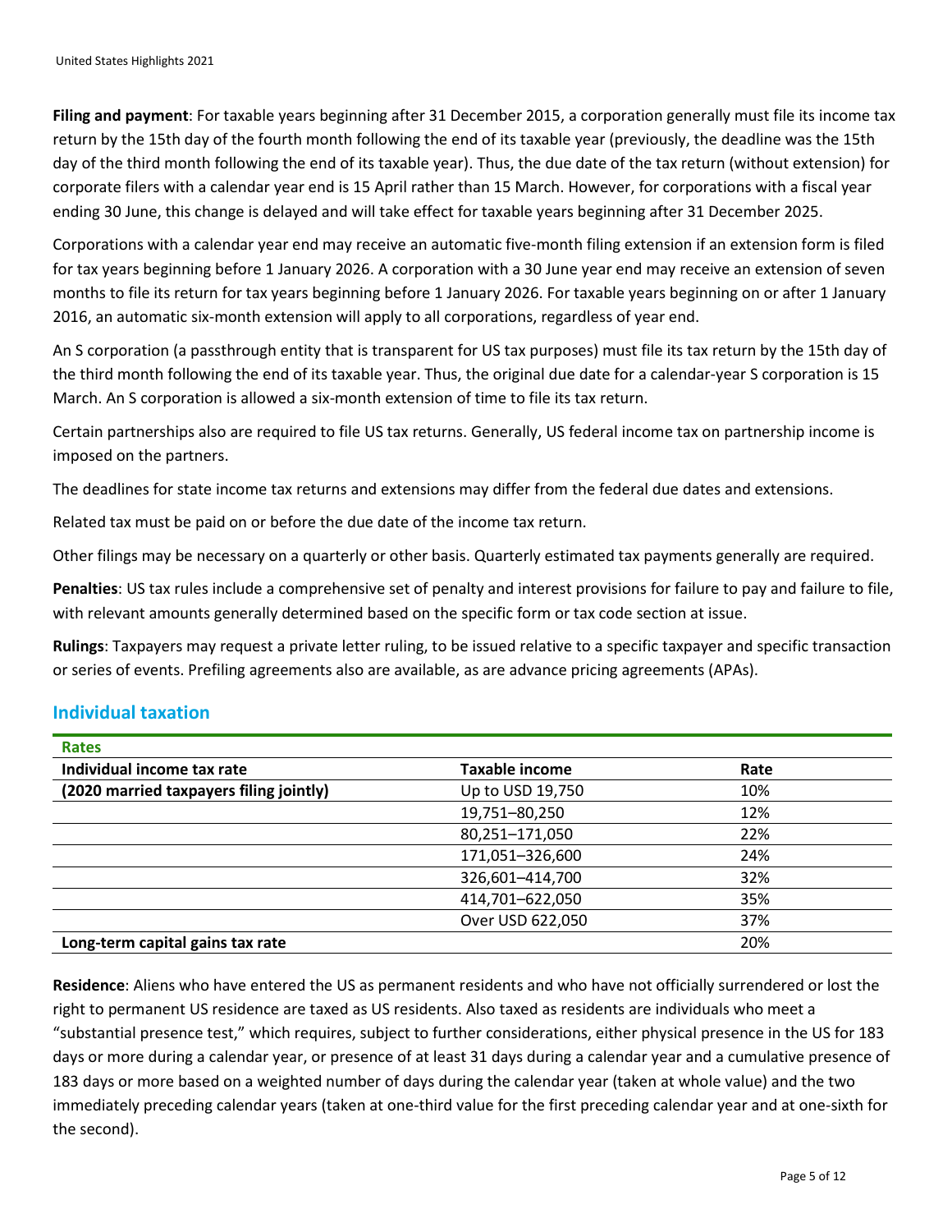**Filing and payment**: For taxable years beginning after 31 December 2015, a corporation generally must file its income tax return by the 15th day of the fourth month following the end of its taxable year (previously, the deadline was the 15th day of the third month following the end of its taxable year). Thus, the due date of the tax return (without extension) for corporate filers with a calendar year end is 15 April rather than 15 March. However, for corporations with a fiscal year ending 30 June, this change is delayed and will take effect for taxable years beginning after 31 December 2025.

Corporations with a calendar year end may receive an automatic five-month filing extension if an extension form is filed for tax years beginning before 1 January 2026. A corporation with a 30 June year end may receive an extension of seven months to file its return for tax years beginning before 1 January 2026. For taxable years beginning on or after 1 January 2016, an automatic six-month extension will apply to all corporations, regardless of year end.

An S corporation (a passthrough entity that is transparent for US tax purposes) must file its tax return by the 15th day of the third month following the end of its taxable year. Thus, the original due date for a calendar-year S corporation is 15 March. An S corporation is allowed a six-month extension of time to file its tax return.

Certain partnerships also are required to file US tax returns. Generally, US federal income tax on partnership income is imposed on the partners.

The deadlines for state income tax returns and extensions may differ from the federal due dates and extensions.

Related tax must be paid on or before the due date of the income tax return.

Other filings may be necessary on a quarterly or other basis. Quarterly estimated tax payments generally are required.

**Penalties**: US tax rules include a comprehensive set of penalty and interest provisions for failure to pay and failure to file, with relevant amounts generally determined based on the specific form or tax code section at issue.

**Rulings**: Taxpayers may request a private letter ruling, to be issued relative to a specific taxpayer and specific transaction or series of events. Prefiling agreements also are available, as are advance pricing agreements (APAs).

## Individual taxation

| **Rates** | | |
|---|---|---|
| **Individual income tax rate** | **Taxable income** | **Rate** |
| **(2020 married taxpayers filing jointly)** | Up to USD 19,750 | 10% |
| | 19,751–80,250 | 12% |
| | 80,251–171,050 | 22% |
| | 171,051–326,600 | 24% |
| | 326,601–414,700 | 32% |
| | 414,701–622,050 | 35% |
| | Over USD 622,050 | 37% |
| **Long-term capital gains tax rate** | | 20% |

**Residence**: Aliens who have entered the US as permanent residents and who have not officially surrendered or lost the right to permanent US residence are taxed as US residents. Also taxed as residents are individuals who meet a "substantial presence test," which requires, subject to further considerations, either physical presence in the US for 183 days or more during a calendar year, or presence of at least 31 days during a calendar year and a cumulative presence of 183 days or more based on a weighted number of days during the calendar year (taken at whole value) and the two immediately preceding calendar years (taken at one-third value for the first preceding calendar year and at one-sixth for the second).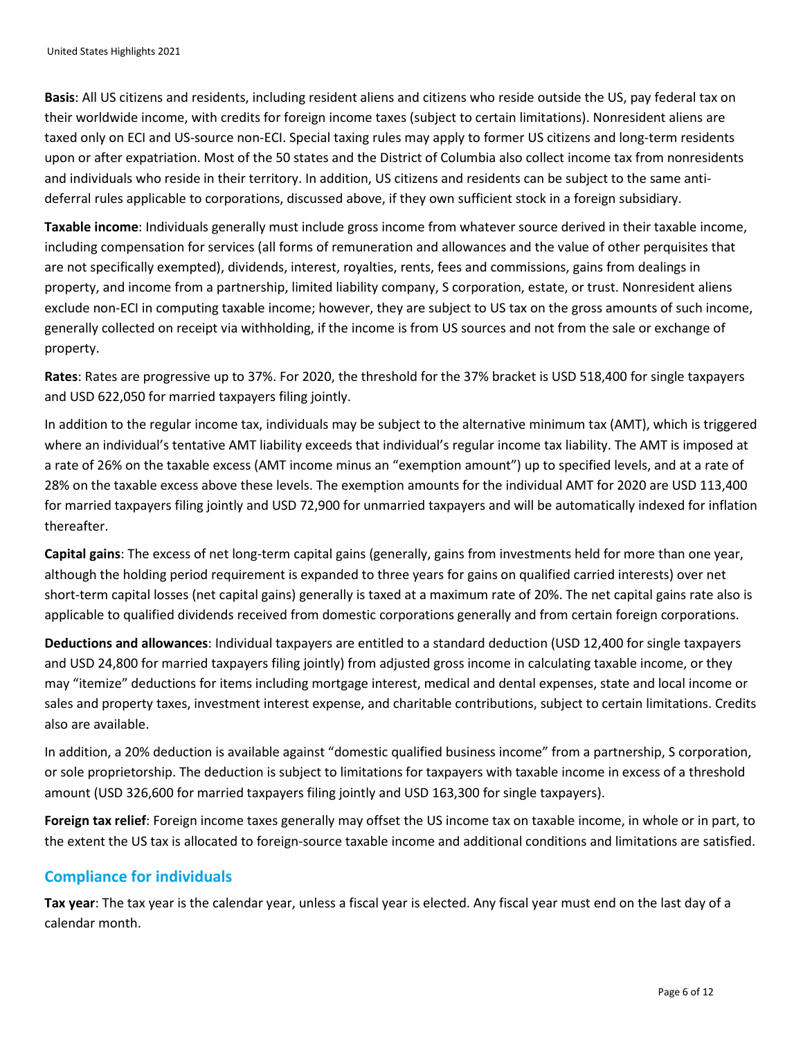**Basis**: All US citizens and residents, including resident aliens and citizens who reside outside the US, pay federal tax on their worldwide income, with credits for foreign income taxes (subject to certain limitations). Nonresident aliens are taxed only on ECI and US-source non-ECI. Special taxing rules may apply to former US citizens and long-term residents upon or after expatriation. Most of the 50 states and the District of Columbia also collect income tax from nonresidents and individuals who reside in their territory. In addition, US citizens and residents can be subject to the same anti-deferral rules applicable to corporations, discussed above, if they own sufficient stock in a foreign subsidiary.

**Taxable income**: Individuals generally must include gross income from whatever source derived in their taxable income, including compensation for services (all forms of remuneration and allowances and the value of other perquisites that are not specifically exempted), dividends, interest, royalties, rents, fees and commissions, gains from dealings in property, and income from a partnership, limited liability company, S corporation, estate, or trust. Nonresident aliens exclude non-ECI in computing taxable income; however, they are subject to US tax on the gross amounts of such income, generally collected on receipt via withholding, if the income is from US sources and not from the sale or exchange of property.

**Rates**: Rates are progressive up to 37%. For 2020, the threshold for the 37% bracket is USD 518,400 for single taxpayers and USD 622,050 for married taxpayers filing jointly.

In addition to the regular income tax, individuals may be subject to the alternative minimum tax (AMT), which is triggered where an individual's tentative AMT liability exceeds that individual's regular income tax liability. The AMT is imposed at a rate of 26% on the taxable excess (AMT income minus an "exemption amount") up to specified levels, and at a rate of 28% on the taxable excess above these levels. The exemption amounts for the individual AMT for 2020 are USD 113,400 for married taxpayers filing jointly and USD 72,900 for unmarried taxpayers and will be automatically indexed for inflation thereafter.

**Capital gains**: The excess of net long-term capital gains (generally, gains from investments held for more than one year, although the holding period requirement is expanded to three years for gains on qualified carried interests) over net short-term capital losses (net capital gains) generally is taxed at a maximum rate of 20%. The net capital gains rate also is applicable to qualified dividends received from domestic corporations generally and from certain foreign corporations.

**Deductions and allowances**: Individual taxpayers are entitled to a standard deduction (USD 12,400 for single taxpayers and USD 24,800 for married taxpayers filing jointly) from adjusted gross income in calculating taxable income, or they may "itemize" deductions for items including mortgage interest, medical and dental expenses, state and local income or sales and property taxes, investment interest expense, and charitable contributions, subject to certain limitations. Credits also are available.

In addition, a 20% deduction is available against "domestic qualified business income" from a partnership, S corporation, or sole proprietorship. The deduction is subject to limitations for taxpayers with taxable income in excess of a threshold amount (USD 326,600 for married taxpayers filing jointly and USD 163,300 for single taxpayers).

**Foreign tax relief**: Foreign income taxes generally may offset the US income tax on taxable income, in whole or in part, to the extent the US tax is allocated to foreign-source taxable income and additional conditions and limitations are satisfied.

## Compliance for individuals

**Tax year**: The tax year is the calendar year, unless a fiscal year is elected. Any fiscal year must end on the last day of a calendar month.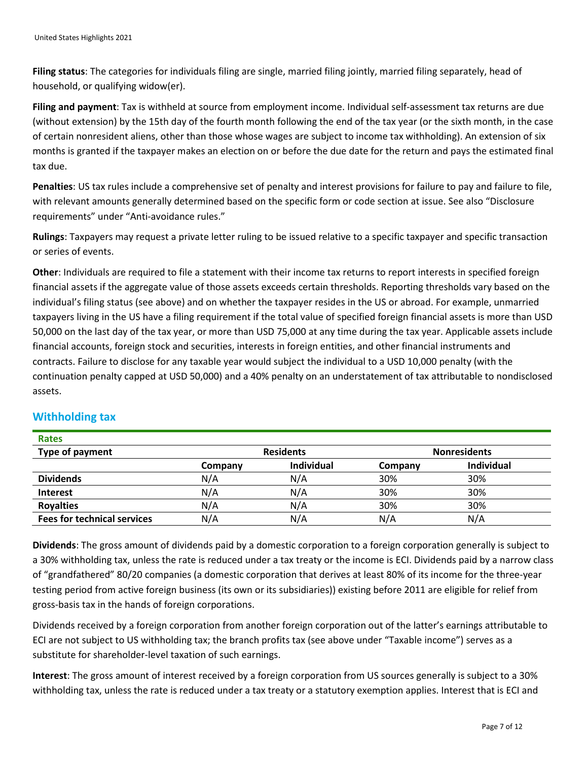**Filing status**: The categories for individuals filing are single, married filing jointly, married filing separately, head of household, or qualifying widow(er).

**Filing and payment**: Tax is withheld at source from employment income. Individual self-assessment tax returns are due (without extension) by the 15th day of the fourth month following the end of the tax year (or the sixth month, in the case of certain nonresident aliens, other than those whose wages are subject to income tax withholding). An extension of six months is granted if the taxpayer makes an election on or before the due date for the return and pays the estimated final tax due.

**Penalties**: US tax rules include a comprehensive set of penalty and interest provisions for failure to pay and failure to file, with relevant amounts generally determined based on the specific form or code section at issue. See also "Disclosure requirements" under "Anti-avoidance rules."

**Rulings**: Taxpayers may request a private letter ruling to be issued relative to a specific taxpayer and specific transaction or series of events.

**Other**: Individuals are required to file a statement with their income tax returns to report interests in specified foreign financial assets if the aggregate value of those assets exceeds certain thresholds. Reporting thresholds vary based on the individual's filing status (see above) and on whether the taxpayer resides in the US or abroad. For example, unmarried taxpayers living in the US have a filing requirement if the total value of specified foreign financial assets is more than USD 50,000 on the last day of the tax year, or more than USD 75,000 at any time during the tax year. Applicable assets include financial accounts, foreign stock and securities, interests in foreign entities, and other financial instruments and contracts. Failure to disclose for any taxable year would subject the individual to a USD 10,000 penalty (with the continuation penalty capped at USD 50,000) and a 40% penalty on an understatement of tax attributable to nondisclosed assets.

## Withholding tax

**Rates**

| Type of payment | Residents | | Nonresidents | |
|---|---|---|---|---|
| | Company | Individual | Company | Individual |
| **Dividends** | N/A | N/A | 30% | 30% |
| **Interest** | N/A | N/A | 30% | 30% |
| **Royalties** | N/A | N/A | 30% | 30% |
| **Fees for technical services** | N/A | N/A | N/A | N/A |

**Dividends**: The gross amount of dividends paid by a domestic corporation to a foreign corporation generally is subject to a 30% withholding tax, unless the rate is reduced under a tax treaty or the income is ECI. Dividends paid by a narrow class of "grandfathered" 80/20 companies (a domestic corporation that derives at least 80% of its income for the three-year testing period from active foreign business (its own or its subsidiaries)) existing before 2011 are eligible for relief from gross-basis tax in the hands of foreign corporations.

Dividends received by a foreign corporation from another foreign corporation out of the latter's earnings attributable to ECI are not subject to US withholding tax; the branch profits tax (see above under "Taxable income") serves as a substitute for shareholder-level taxation of such earnings.

**Interest**: The gross amount of interest received by a foreign corporation from US sources generally is subject to a 30% withholding tax, unless the rate is reduced under a tax treaty or a statutory exemption applies. Interest that is ECI and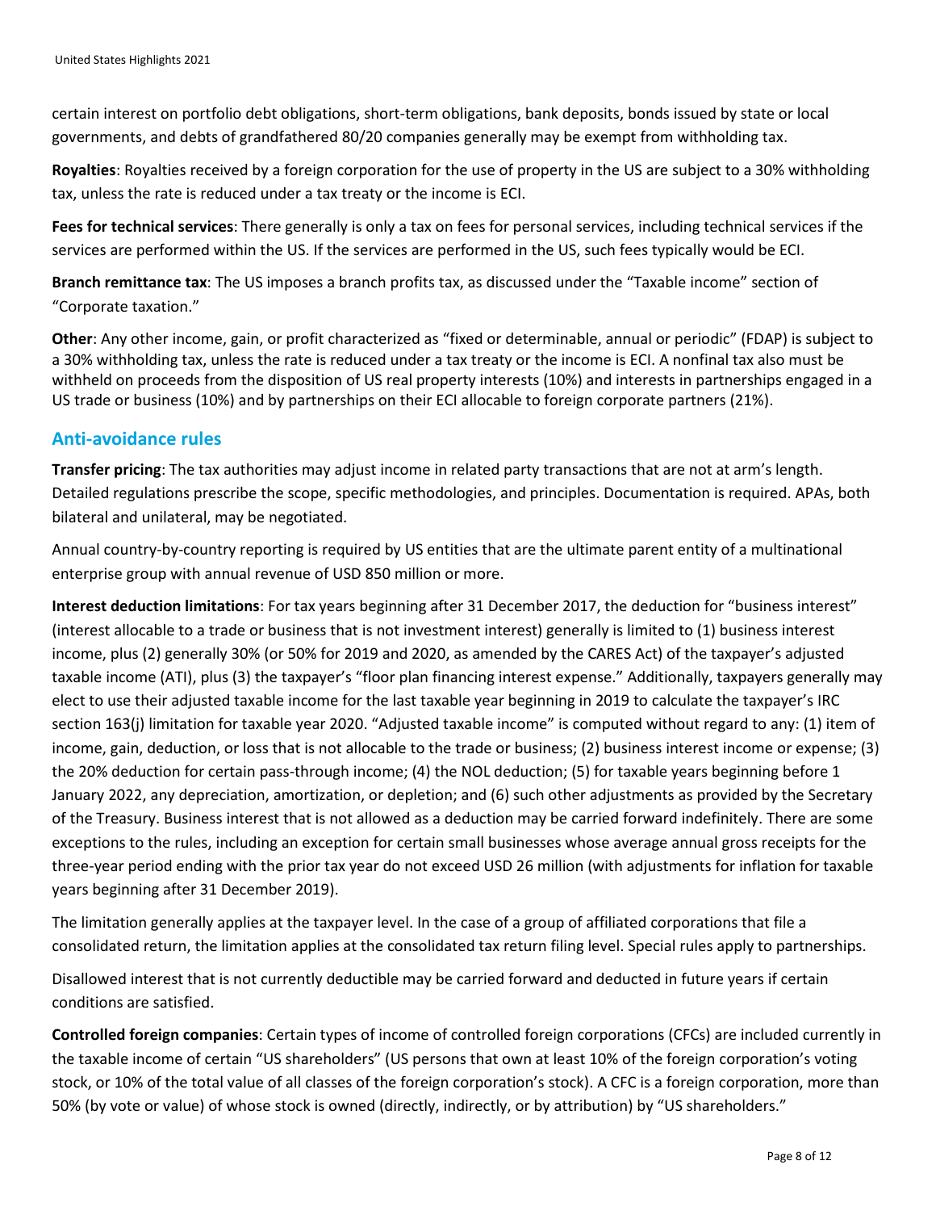certain interest on portfolio debt obligations, short-term obligations, bank deposits, bonds issued by state or local governments, and debts of grandfathered 80/20 companies generally may be exempt from withholding tax.

**Royalties**: Royalties received by a foreign corporation for the use of property in the US are subject to a 30% withholding tax, unless the rate is reduced under a tax treaty or the income is ECI.

**Fees for technical services**: There generally is only a tax on fees for personal services, including technical services if the services are performed within the US. If the services are performed in the US, such fees typically would be ECI.

**Branch remittance tax**: The US imposes a branch profits tax, as discussed under the "Taxable income" section of "Corporate taxation."

**Other**: Any other income, gain, or profit characterized as "fixed or determinable, annual or periodic" (FDAP) is subject to a 30% withholding tax, unless the rate is reduced under a tax treaty or the income is ECI. A nonfinal tax also must be withheld on proceeds from the disposition of US real property interests (10%) and interests in partnerships engaged in a US trade or business (10%) and by partnerships on their ECI allocable to foreign corporate partners (21%).

## Anti-avoidance rules

**Transfer pricing**: The tax authorities may adjust income in related party transactions that are not at arm's length. Detailed regulations prescribe the scope, specific methodologies, and principles. Documentation is required. APAs, both bilateral and unilateral, may be negotiated.

Annual country-by-country reporting is required by US entities that are the ultimate parent entity of a multinational enterprise group with annual revenue of USD 850 million or more.

**Interest deduction limitations**: For tax years beginning after 31 December 2017, the deduction for "business interest" (interest allocable to a trade or business that is not investment interest) generally is limited to (1) business interest income, plus (2) generally 30% (or 50% for 2019 and 2020, as amended by the CARES Act) of the taxpayer's adjusted taxable income (ATI), plus (3) the taxpayer's "floor plan financing interest expense." Additionally, taxpayers generally may elect to use their adjusted taxable income for the last taxable year beginning in 2019 to calculate the taxpayer's IRC section 163(j) limitation for taxable year 2020. "Adjusted taxable income" is computed without regard to any: (1) item of income, gain, deduction, or loss that is not allocable to the trade or business; (2) business interest income or expense; (3) the 20% deduction for certain pass-through income; (4) the NOL deduction; (5) for taxable years beginning before 1 January 2022, any depreciation, amortization, or depletion; and (6) such other adjustments as provided by the Secretary of the Treasury. Business interest that is not allowed as a deduction may be carried forward indefinitely. There are some exceptions to the rules, including an exception for certain small businesses whose average annual gross receipts for the three-year period ending with the prior tax year do not exceed USD 26 million (with adjustments for inflation for taxable years beginning after 31 December 2019).

The limitation generally applies at the taxpayer level. In the case of a group of affiliated corporations that file a consolidated return, the limitation applies at the consolidated tax return filing level. Special rules apply to partnerships.

Disallowed interest that is not currently deductible may be carried forward and deducted in future years if certain conditions are satisfied.

**Controlled foreign companies**: Certain types of income of controlled foreign corporations (CFCs) are included currently in the taxable income of certain "US shareholders" (US persons that own at least 10% of the foreign corporation's voting stock, or 10% of the total value of all classes of the foreign corporation's stock). A CFC is a foreign corporation, more than 50% (by vote or value) of whose stock is owned (directly, indirectly, or by attribution) by "US shareholders."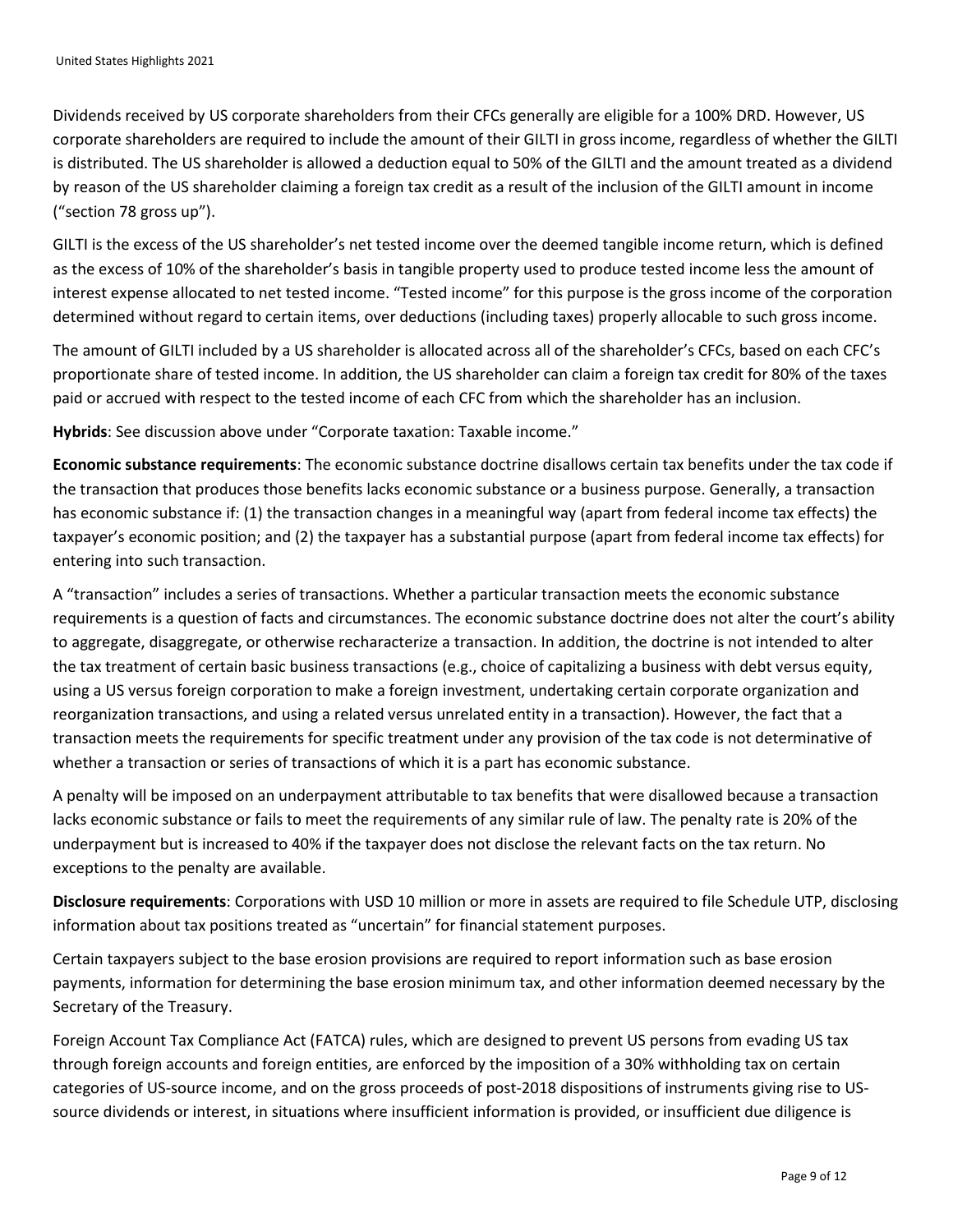Dividends received by US corporate shareholders from their CFCs generally are eligible for a 100% DRD. However, US corporate shareholders are required to include the amount of their GILTI in gross income, regardless of whether the GILTI is distributed. The US shareholder is allowed a deduction equal to 50% of the GILTI and the amount treated as a dividend by reason of the US shareholder claiming a foreign tax credit as a result of the inclusion of the GILTI amount in income ("section 78 gross up").

GILTI is the excess of the US shareholder's net tested income over the deemed tangible income return, which is defined as the excess of 10% of the shareholder's basis in tangible property used to produce tested income less the amount of interest expense allocated to net tested income. "Tested income" for this purpose is the gross income of the corporation determined without regard to certain items, over deductions (including taxes) properly allocable to such gross income.

The amount of GILTI included by a US shareholder is allocated across all of the shareholder's CFCs, based on each CFC's proportionate share of tested income. In addition, the US shareholder can claim a foreign tax credit for 80% of the taxes paid or accrued with respect to the tested income of each CFC from which the shareholder has an inclusion.

**Hybrids**: See discussion above under "Corporate taxation: Taxable income."

**Economic substance requirements**: The economic substance doctrine disallows certain tax benefits under the tax code if the transaction that produces those benefits lacks economic substance or a business purpose. Generally, a transaction has economic substance if: (1) the transaction changes in a meaningful way (apart from federal income tax effects) the taxpayer's economic position; and (2) the taxpayer has a substantial purpose (apart from federal income tax effects) for entering into such transaction.

A "transaction" includes a series of transactions. Whether a particular transaction meets the economic substance requirements is a question of facts and circumstances. The economic substance doctrine does not alter the court's ability to aggregate, disaggregate, or otherwise recharacterize a transaction. In addition, the doctrine is not intended to alter the tax treatment of certain basic business transactions (e.g., choice of capitalizing a business with debt versus equity, using a US versus foreign corporation to make a foreign investment, undertaking certain corporate organization and reorganization transactions, and using a related versus unrelated entity in a transaction). However, the fact that a transaction meets the requirements for specific treatment under any provision of the tax code is not determinative of whether a transaction or series of transactions of which it is a part has economic substance.

A penalty will be imposed on an underpayment attributable to tax benefits that were disallowed because a transaction lacks economic substance or fails to meet the requirements of any similar rule of law. The penalty rate is 20% of the underpayment but is increased to 40% if the taxpayer does not disclose the relevant facts on the tax return. No exceptions to the penalty are available.

**Disclosure requirements**: Corporations with USD 10 million or more in assets are required to file Schedule UTP, disclosing information about tax positions treated as "uncertain" for financial statement purposes.

Certain taxpayers subject to the base erosion provisions are required to report information such as base erosion payments, information for determining the base erosion minimum tax, and other information deemed necessary by the Secretary of the Treasury.

Foreign Account Tax Compliance Act (FATCA) rules, which are designed to prevent US persons from evading US tax through foreign accounts and foreign entities, are enforced by the imposition of a 30% withholding tax on certain categories of US-source income, and on the gross proceeds of post-2018 dispositions of instruments giving rise to US-source dividends or interest, in situations where insufficient information is provided, or insufficient due diligence is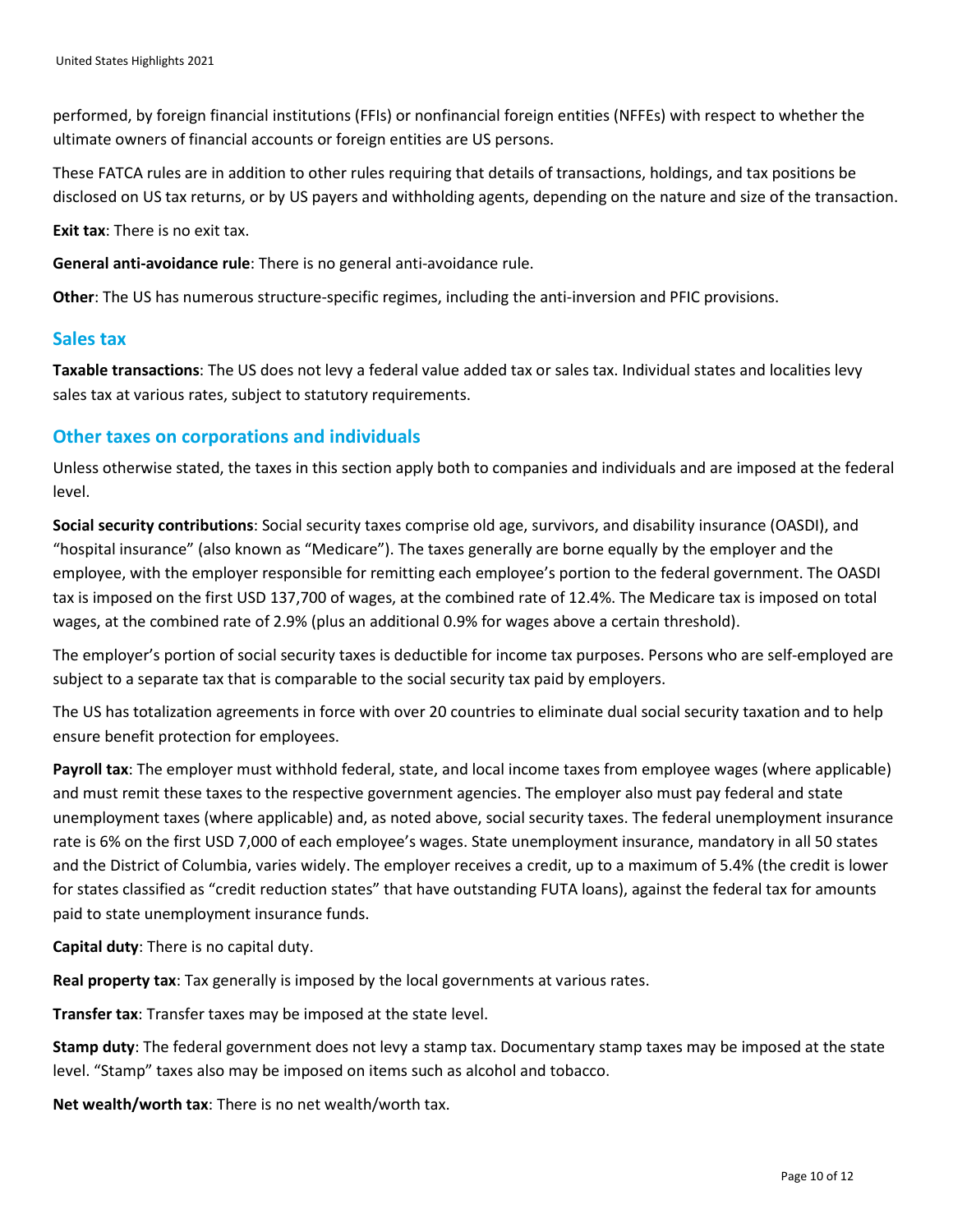performed, by foreign financial institutions (FFIs) or nonfinancial foreign entities (NFFEs) with respect to whether the ultimate owners of financial accounts or foreign entities are US persons.

These FATCA rules are in addition to other rules requiring that details of transactions, holdings, and tax positions be disclosed on US tax returns, or by US payers and withholding agents, depending on the nature and size of the transaction.

**Exit tax**: There is no exit tax.

**General anti-avoidance rule**: There is no general anti-avoidance rule.

**Other**: The US has numerous structure-specific regimes, including the anti-inversion and PFIC provisions.

## Sales tax

**Taxable transactions**: The US does not levy a federal value added tax or sales tax. Individual states and localities levy sales tax at various rates, subject to statutory requirements.

## Other taxes on corporations and individuals

Unless otherwise stated, the taxes in this section apply both to companies and individuals and are imposed at the federal level.

**Social security contributions**: Social security taxes comprise old age, survivors, and disability insurance (OASDI), and "hospital insurance" (also known as "Medicare"). The taxes generally are borne equally by the employer and the employee, with the employer responsible for remitting each employee's portion to the federal government. The OASDI tax is imposed on the first USD 137,700 of wages, at the combined rate of 12.4%. The Medicare tax is imposed on total wages, at the combined rate of 2.9% (plus an additional 0.9% for wages above a certain threshold).

The employer's portion of social security taxes is deductible for income tax purposes. Persons who are self-employed are subject to a separate tax that is comparable to the social security tax paid by employers.

The US has totalization agreements in force with over 20 countries to eliminate dual social security taxation and to help ensure benefit protection for employees.

**Payroll tax**: The employer must withhold federal, state, and local income taxes from employee wages (where applicable) and must remit these taxes to the respective government agencies. The employer also must pay federal and state unemployment taxes (where applicable) and, as noted above, social security taxes. The federal unemployment insurance rate is 6% on the first USD 7,000 of each employee's wages. State unemployment insurance, mandatory in all 50 states and the District of Columbia, varies widely. The employer receives a credit, up to a maximum of 5.4% (the credit is lower for states classified as "credit reduction states" that have outstanding FUTA loans), against the federal tax for amounts paid to state unemployment insurance funds.

**Capital duty**: There is no capital duty.

**Real property tax**: Tax generally is imposed by the local governments at various rates.

**Transfer tax**: Transfer taxes may be imposed at the state level.

**Stamp duty**: The federal government does not levy a stamp tax. Documentary stamp taxes may be imposed at the state level. "Stamp" taxes also may be imposed on items such as alcohol and tobacco.

**Net wealth/worth tax**: There is no net wealth/worth tax.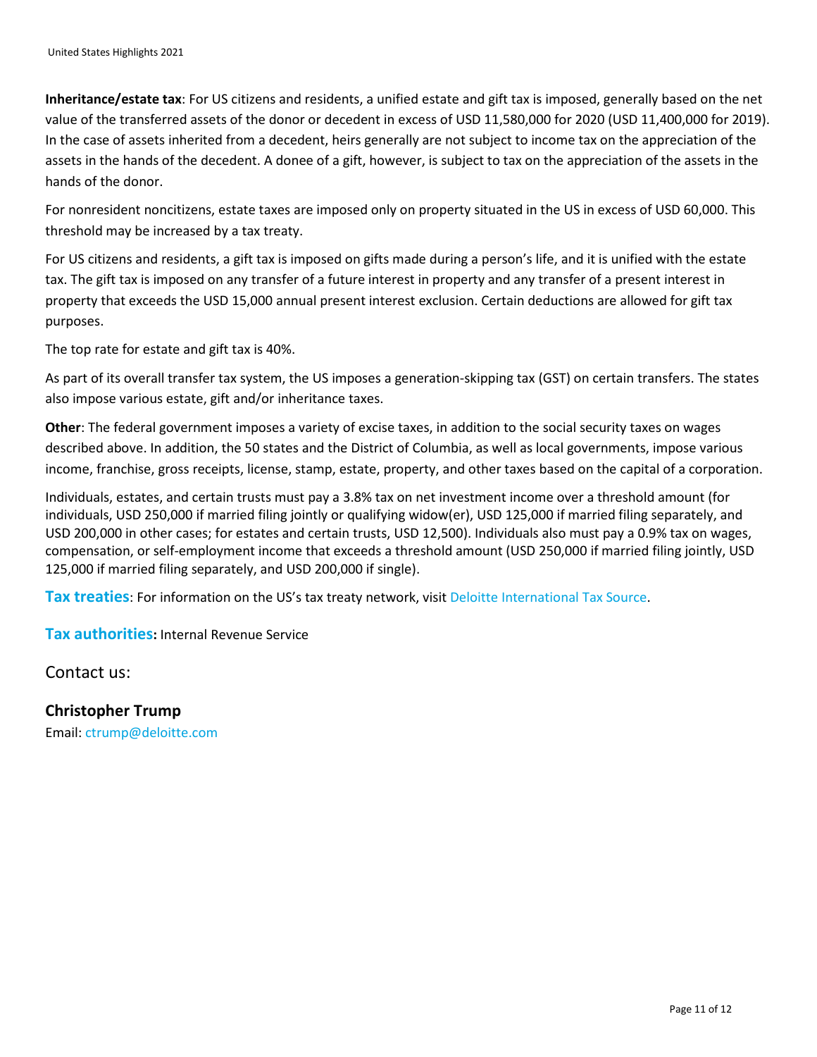**Inheritance/estate tax**: For US citizens and residents, a unified estate and gift tax is imposed, generally based on the net value of the transferred assets of the donor or decedent in excess of USD 11,580,000 for 2020 (USD 11,400,000 for 2019). In the case of assets inherited from a decedent, heirs generally are not subject to income tax on the appreciation of the assets in the hands of the decedent. A donee of a gift, however, is subject to tax on the appreciation of the assets in the hands of the donor.

For nonresident noncitizens, estate taxes are imposed only on property situated in the US in excess of USD 60,000. This threshold may be increased by a tax treaty.

For US citizens and residents, a gift tax is imposed on gifts made during a person's life, and it is unified with the estate tax. The gift tax is imposed on any transfer of a future interest in property and any transfer of a present interest in property that exceeds the USD 15,000 annual present interest exclusion. Certain deductions are allowed for gift tax purposes.

The top rate for estate and gift tax is 40%.

As part of its overall transfer tax system, the US imposes a generation-skipping tax (GST) on certain transfers. The states also impose various estate, gift and/or inheritance taxes.

**Other**: The federal government imposes a variety of excise taxes, in addition to the social security taxes on wages described above. In addition, the 50 states and the District of Columbia, as well as local governments, impose various income, franchise, gross receipts, license, stamp, estate, property, and other taxes based on the capital of a corporation.

Individuals, estates, and certain trusts must pay a 3.8% tax on net investment income over a threshold amount (for individuals, USD 250,000 if married filing jointly or qualifying widow(er), USD 125,000 if married filing separately, and USD 200,000 in other cases; for estates and certain trusts, USD 12,500). Individuals also must pay a 0.9% tax on wages, compensation, or self-employment income that exceeds a threshold amount (USD 250,000 if married filing jointly, USD 125,000 if married filing separately, and USD 200,000 if single).

**Tax treaties**: For information on the US's tax treaty network, visit Deloitte International Tax Source.

**Tax authorities:** Internal Revenue Service

Contact us:

**Christopher Trump**
Email: ctrump@deloitte.com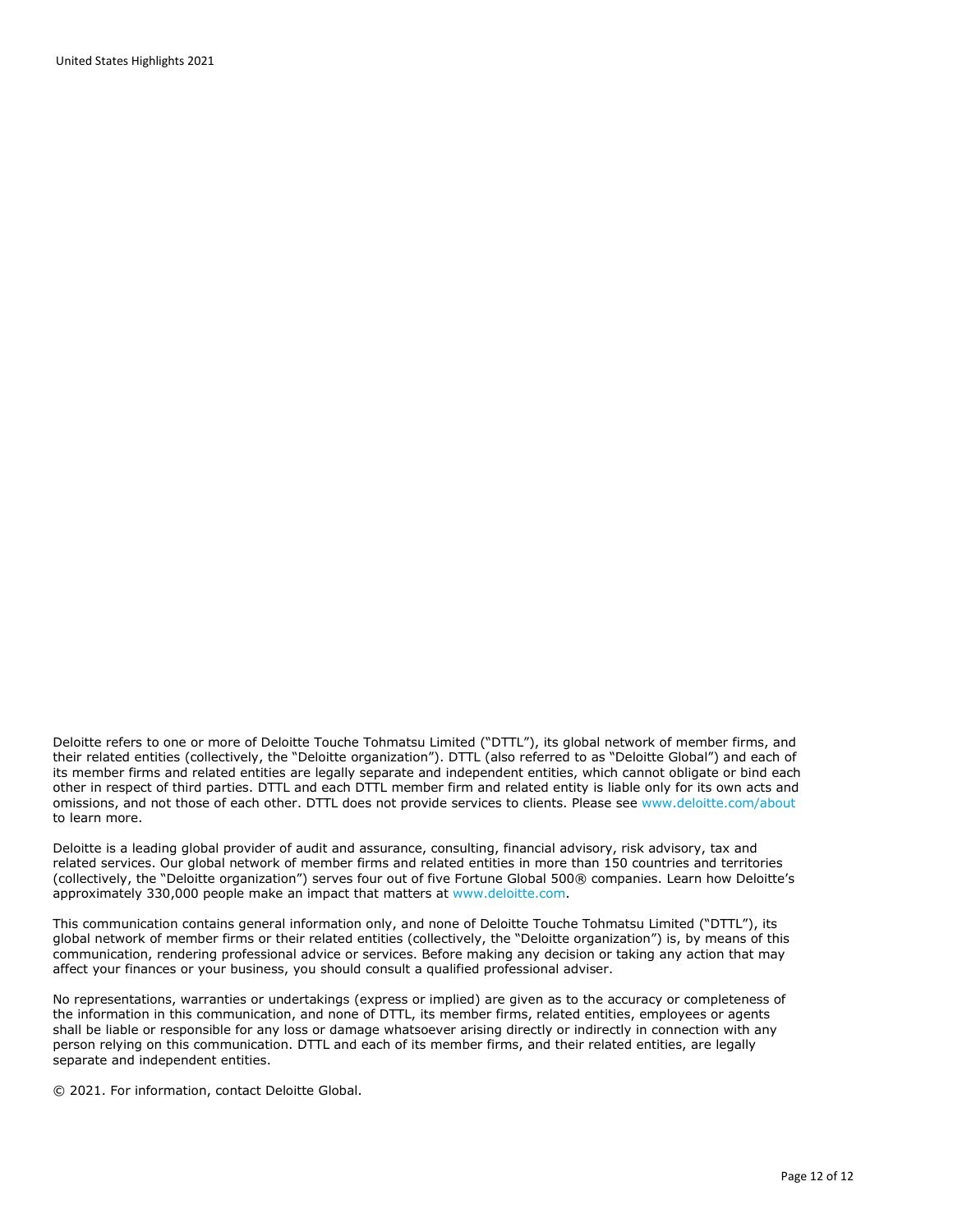Deloitte refers to one or more of Deloitte Touche Tohmatsu Limited ("DTTL"), its global network of member firms, and their related entities (collectively, the "Deloitte organization"). DTTL (also referred to as "Deloitte Global") and each of its member firms and related entities are legally separate and independent entities, which cannot obligate or bind each other in respect of third parties. DTTL and each DTTL member firm and related entity is liable only for its own acts and omissions, and not those of each other. DTTL does not provide services to clients. Please see www.deloitte.com/about to learn more.

Deloitte is a leading global provider of audit and assurance, consulting, financial advisory, risk advisory, tax and related services. Our global network of member firms and related entities in more than 150 countries and territories (collectively, the "Deloitte organization") serves four out of five Fortune Global 500® companies. Learn how Deloitte's approximately 330,000 people make an impact that matters at www.deloitte.com.

This communication contains general information only, and none of Deloitte Touche Tohmatsu Limited ("DTTL"), its global network of member firms or their related entities (collectively, the "Deloitte organization") is, by means of this communication, rendering professional advice or services. Before making any decision or taking any action that may affect your finances or your business, you should consult a qualified professional adviser.

No representations, warranties or undertakings (express or implied) are given as to the accuracy or completeness of the information in this communication, and none of DTTL, its member firms, related entities, employees or agents shall be liable or responsible for any loss or damage whatsoever arising directly or indirectly in connection with any person relying on this communication. DTTL and each of its member firms, and their related entities, are legally separate and independent entities.

© 2021. For information, contact Deloitte Global.